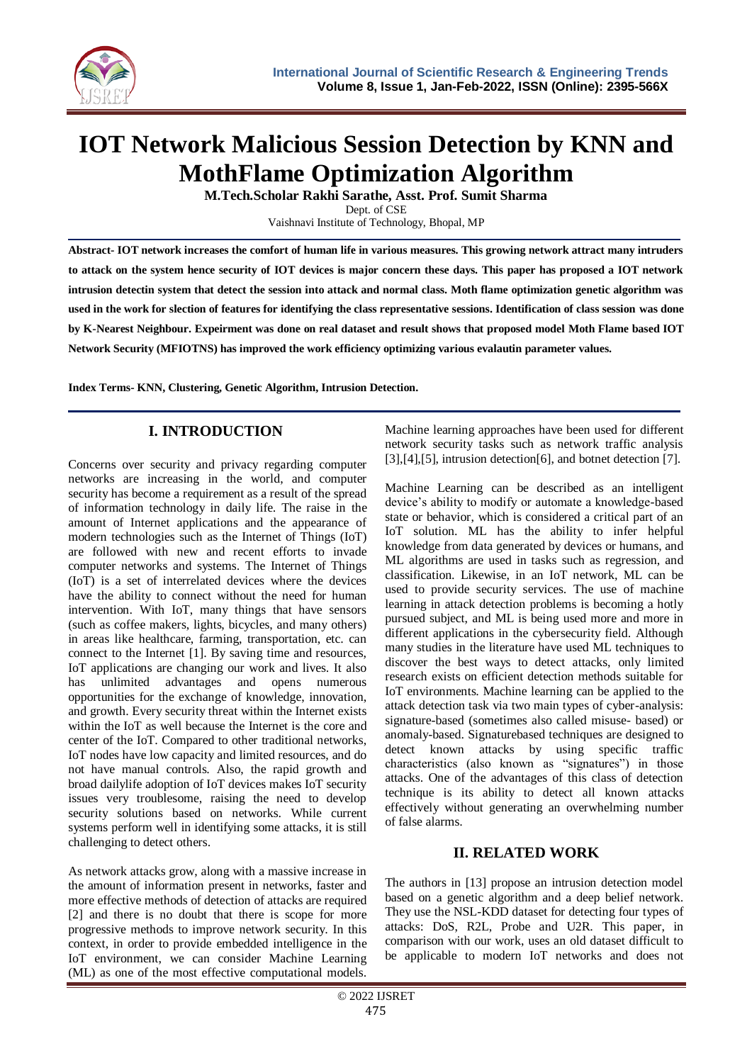# IOT Network Malicious Session Detection by KNN and MothFlame Optimization Algorithm

**M.Tech.Scholar Rakhi Sarathe, Asst. Prof. Sumit Sharma**

Dept. of CSE

Vaishnavi Institute of Technology, Bhopal, MP

**Abstract- IOT network increases the comfort of human life in various measures. This growing network attract many intruders to attack on the system hence security of IOT devices is major concern these days. This paper has proposed a IOT network intrusion detectin system that detect the session into attack and normal class. Moth flame optimization genetic algorithm was used in the work for slection of features for identifying the class representative sessions. Identification of class session was done by K-Nearest Neighbour. Expeirment was done on real dataset and result shows that proposed model Moth Flame based IOT Network Security (MFIOTNS) has improved the work efficiency optimizing various evalautin parameter values.**

**Index Terms- KNN, Clustering, Genetic Algorithm, Intrusion Detection.**

## I. INTRODUCTION

Concerns over security and privacy regarding computer networks are increasing in the world, and computer security has become a requirement as a result of the spread of information technology in daily life. The raise in the amount of Internet applications and the appearance of modern technologies such as the Internet of Things (IoT) are followed with new and recent efforts to invade computer networks and systems. The Internet of Things (IoT) is a set of interrelated devices where the devices have the ability to connect without the need for human intervention. With IoT, many things that have sensors (such as coffee makers, lights, bicycles, and many others) in areas like healthcare, farming, transportation, etc. can connect to the Internet [1]. By saving time and resources, IoT applications are changing our work and lives. It also has unlimited advantages and opens numerous opportunities for the exchange of knowledge, innovation, and growth. Every security threat within the Internet exists within the IoT as well because the Internet is the core and center of the IoT. Compared to other traditional networks, IoT nodes have low capacity and limited resources, and do not have manual controls. Also, the rapid growth and broad dailylife adoption of IoT devices makes IoT security issues very troublesome, raising the need to develop security solutions based on networks. While current systems perform well in identifying some attacks, it is still challenging to detect others.

As network attacks grow, along with a massive increase in the amount of information present in networks, faster and more effective methods of detection of attacks are required [2] and there is no doubt that there is scope for more progressive methods to improve network security. In this context, in order to provide embedded intelligence in the IoT environment, we can consider Machine Learning (ML) as one of the most effective computational models. Machine learning approaches have been used for different network security tasks such as network traffic analysis [3],[4],[5], intrusion detection[6], and botnet detection [7].

Machine Learning can be described as an intelligent device's ability to modify or automate a knowledge-based state or behavior, which is considered a critical part of an IoT solution. ML has the ability to infer helpful knowledge from data generated by devices or humans, and ML algorithms are used in tasks such as regression, and classification. Likewise, in an IoT network, ML can be used to provide security services. The use of machine learning in attack detection problems is becoming a hotly pursued subject, and ML is being used more and more in different applications in the cybersecurity field. Although many studies in the literature have used ML techniques to discover the best ways to detect attacks, only limited research exists on efficient detection methods suitable for IoT environments. Machine learning can be applied to the attack detection task via two main types of cyber-analysis: signature-based (sometimes also called misuse- based) or anomaly-based. Signaturebased techniques are designed to detect known attacks by using specific traffic characteristics (also known as "signatures") in those attacks. One of the advantages of this class of detection technique is its ability to detect all known attacks effectively without generating an overwhelming number of false alarms.

## II. RELATED WORK

The authors in [13] propose an intrusion detection model based on a genetic algorithm and a deep belief network. They use the NSL-KDD dataset for detecting four types of attacks: DoS, R2L, Probe and U2R. This paper, in comparison with our work, uses an old dataset difficult to be applicable to modern IoT networks and does not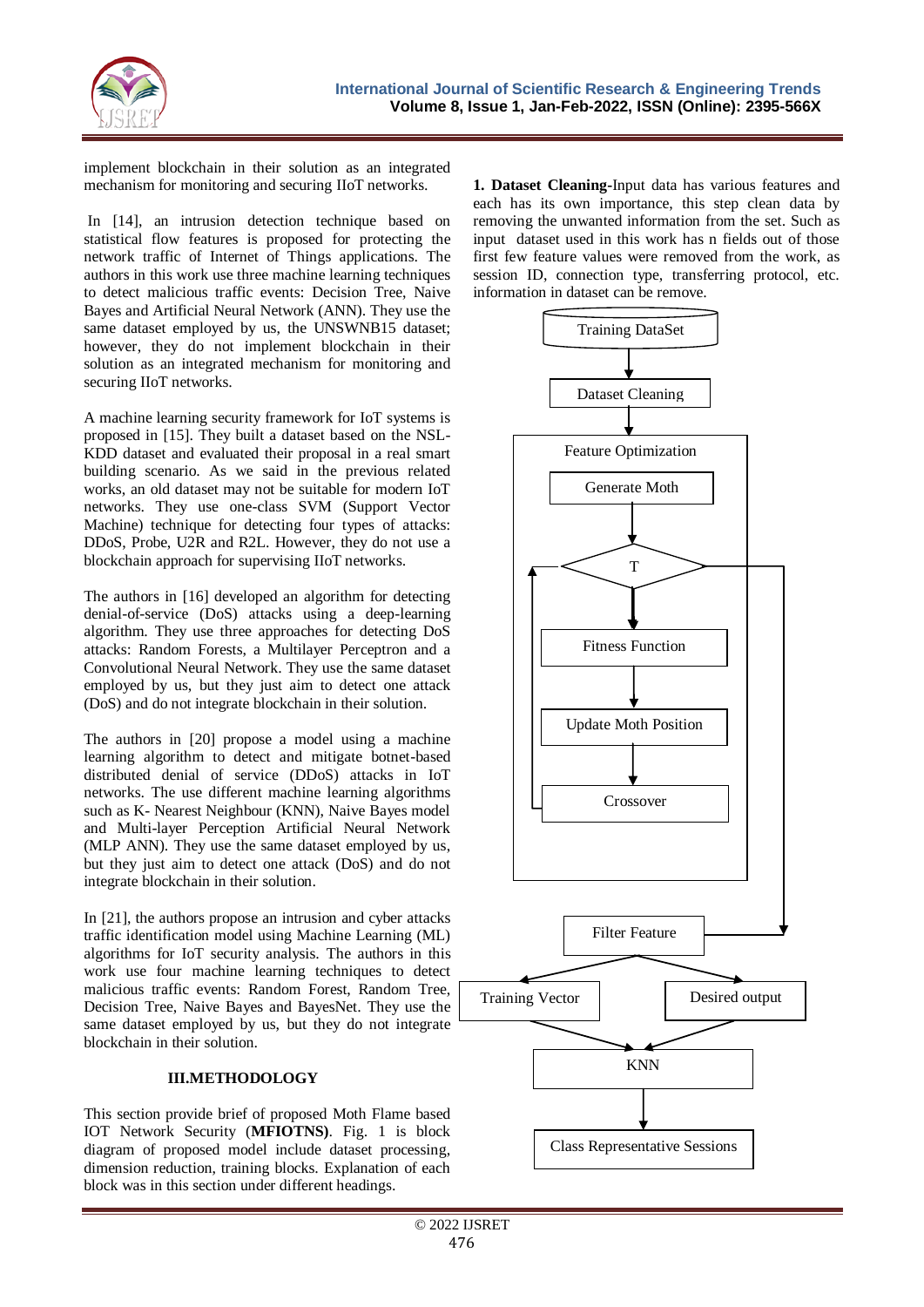implement blockchain in their solution as an integrated mechanism for monitoring and securing IIoT networks.

In [14], an intrusion detection technique based on statistical flow features is proposed for protecting the network traffic of Internet of Things applications. The authors in this work use three machine learning techniques to detect malicious traffic events: Decision Tree, Naive Bayes and Artificial Neural Network (ANN). They use the same dataset employed by us, the UNSWNB15 dataset; however, they do not implement blockchain in their solution as an integrated mechanism for monitoring and securing IIoT networks.

A machine learning security framework for IoT systems is proposed in [15]. They built a dataset based on the NSL-KDD dataset and evaluated their proposal in a real smart building scenario. As in the previous related works, an old dataset may not be suitable for modern IoT networks. As we said in the previous related works, an old dataset may not be suitable for modern IoT networks. They use one-class SVM (Support Vector Machine) technique for detecting four types of attacks: DDoS, Probe, U2R and R2L. However, they do not use a blockchain approach for supervising IIoT networks.

The authors in [16] developed an algorithm for detecting denial-of-service (DoS) attacks using a deep-learning algorithm. They use three approaches for detecting DoS attacks: Random Forests, a Multilayer Perceptron and a Convolutional Neural Network. They use the same dataset employed by us, but they just aim to detect one attack (DoS) and do not integrate blockchain in their solution.

The authors in [20] propose a model using a machine learning algorithm to detect and mitigate botnet-based distributed denial of service (DDoS) attacks in IoT networks. The use different machine learning algorithms such as K- Nearest Neighbour (KNN), Naive Bayes model and Multi-layer Perception Artificial Neural Network (MLP ANN). They use the same dataset employed by us, but they just aim to detect one attack (DoS) and do not integrate blockchain in their solution.

In [21], the authors propose an intrusion and cyber attacks traffic identification model using Machine Learning (ML) algorithms for IoT security analysis. The authors in this work use four machine learning techniques to detect malicious traffic events: Random Forest, Random Tree, Decision Tree, Naive Bayes and BayesNet. They use the same dataset employed by us, but they do not integrate blockchain in their solution.

## III.METHODOLOGY

This section provide brief of proposed Moth Flame based IOT Network Security (**MFIOTNS)**. Fig. 1 is block diagram of proposed model include dataset processing, dimension reduction, training blocks. Explanation of each block was in this section under different headings.

**1. Dataset Cleaning**-Input data has various features and each has its own importance, this step clean data by removing the unwanted information from the set. Such as input dataset used in this work has n fields out of those first few feature values were removed from the work, as session ID, connection type, transferring protocol, etc. information in dataset can be remove.

Training DataSet → Dataset Cleaning → Feature Optimization [Generate Moth → T → Fitness Function → Update Moth Position → Crossover → (loop back to T)] → Filter Feature → Training Vector, Desired output → KNN → Class Representative Sessions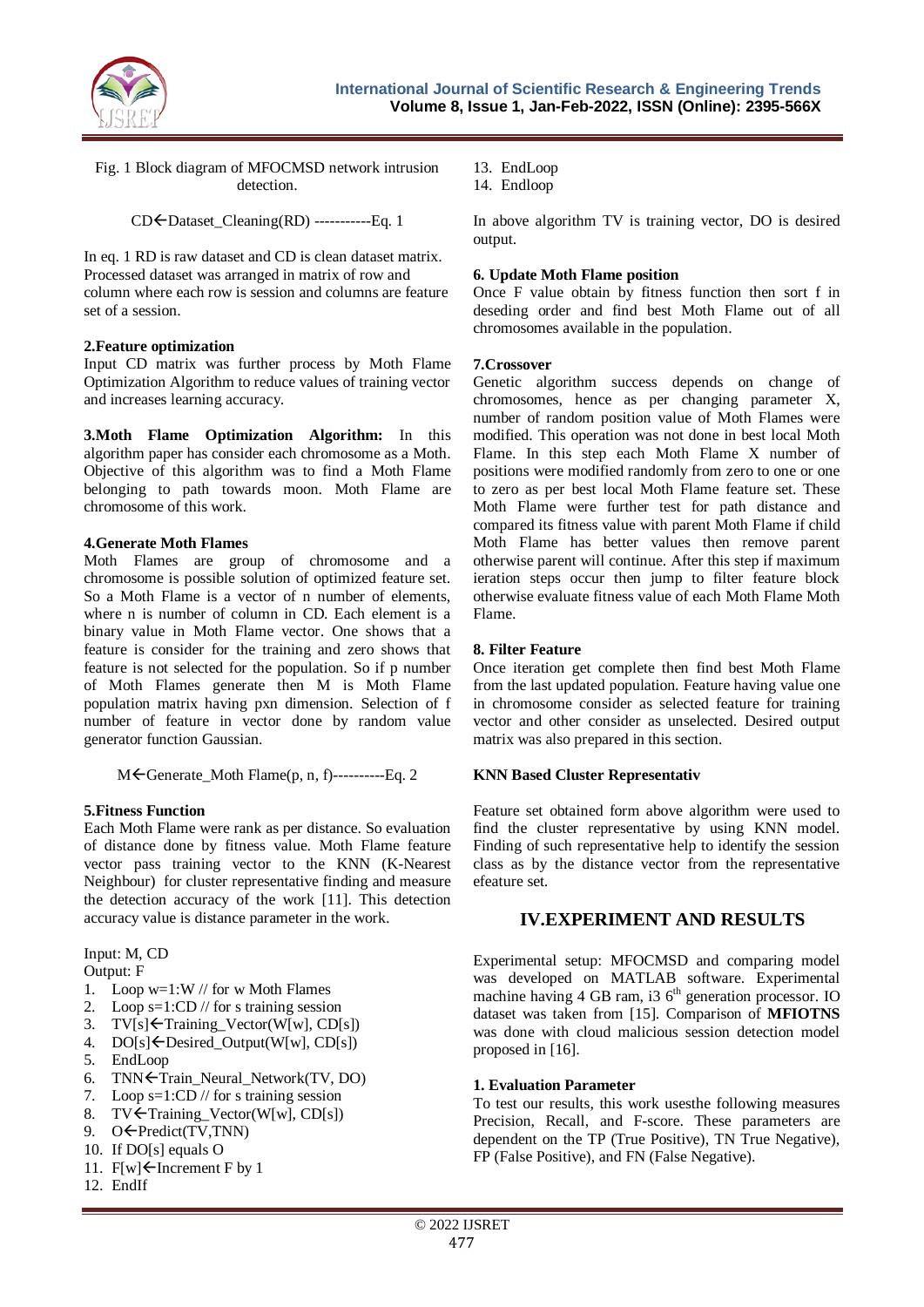Fig. 1 Block diagram of MFOCMSD network intrusion detection.

CD←Dataset_Cleaning(RD) -----------Eq. 1

In eq. 1 RD is raw dataset and CD is clean dataset matrix. Processed dataset was arranged in matrix of row and column where each row is session and columns are feature set of a session.

**2.Feature optimization**

Input CD matrix was further process by Moth Flame Optimization Algorithm to reduce values of training vector and increases learning accuracy.

**3.Moth Flame Optimization Algorithm:** In this algorithm paper has consider each chromosome as a Moth. Objective of this algorithm was to find a Moth Flame belonging to path towards moon. Moth Flame are chromosome of this work.

**4.Generate Moth Flames**

Moth Flames are group of chromosome and a chromosome is possible solution of optimized feature set. So a Moth Flame is a vector of n number of elements, where n is number of column in CD. Each element is a binary value in Moth Flame vector. One shows that a feature is consider for the training and zero shows that feature is not selected for the population. So if p number of Moth Flames generate then M is Moth Flame population matrix having pxn dimension. Selection of f number of feature in vector done by random value generator function Gaussian.

M←Generate_Moth Flame(p, n, f)----------Eq. 2

**5.Fitness Function**

Each Moth Flame were rank as per distance. So evaluation of distance done by fitness value. Moth Flame feature vector pass training vector to the KNN (K-Nearest Neighbour) for cluster representative finding and measure the detection accuracy of the work [11]. This detection accuracy value is distance parameter in the work.

Input: M, CD
Output: F

1. Loop w=1:W // for w Moth Flames
2. Loop s=1:CD // for s training session
3. TV[s]←Training_Vector(W[w], CD[s])
4. DO[s]←Desired_Output(W[w], CD[s])
5. EndLoop
6. TNN←Train_Neural_Network(TV, DO)
7. Loop s=1:CD // for s training session
8. TV←Training_Vector(W[w], CD[s])
9. O←Predict(TV,TNN)
10. If DO[s] equals O
11. F[w]←Increment F by 1
12. EndIf
13. EndLoop
14. Endloop

In above algorithm TV is training vector, DO is desired output.

**6. Update Moth Flame position**

Once F value obtain by fitness function then sort f in deseding order and find best Moth Flame out of all chromosomes available in the population.

**7.Crossover**

Genetic algorithm success depends on change of chromosomes, hence as per changing parameter X, number of random position value of Moth Flames were modified. This operation was not done in best local Moth Flame. In this step each Moth Flame X number of positions were modified randomly from zero to one or one to zero as per best local Moth Flame feature set. These Moth Flame were further test for path distance and compared its fitness value with parent Moth Flame if child Moth Flame has better values then remove parent otherwise parent will continue. After this step if maximum ieration steps occur then jump to filter feature block otherwise evaluate fitness value of each Moth Flame Moth Flame.

**8. Filter Feature**

Once iteration get complete then find best Moth Flame from the last updated population. Feature having value one in chromosome consider as selected feature for training vector and other consider as unselected. Desired output matrix was also prepared in this section.

**KNN Based Cluster Representativ**

Feature set obtained form above algorithm were used to find the cluster representative by using KNN model. Finding of such representative help to identify the session class as by the distance vector from the representative efeature set.

## IV.EXPERIMENT AND RESULTS

Experimental setup: MFOCMSD and comparing model was developed on MATLAB software. Experimental machine having 4 GB ram, i3 6th generation processor. IO dataset was taken from [15]. Comparison of **MFIOTNS** was done with cloud malicious session detection model proposed in [16].

**1. Evaluation Parameter**

To test our results, this work usesthe following measures Precision, Recall, and F-score. These parameters are dependent on the TP (True Positive), TN True Negative), FP (False Positive), and FN (False Negative).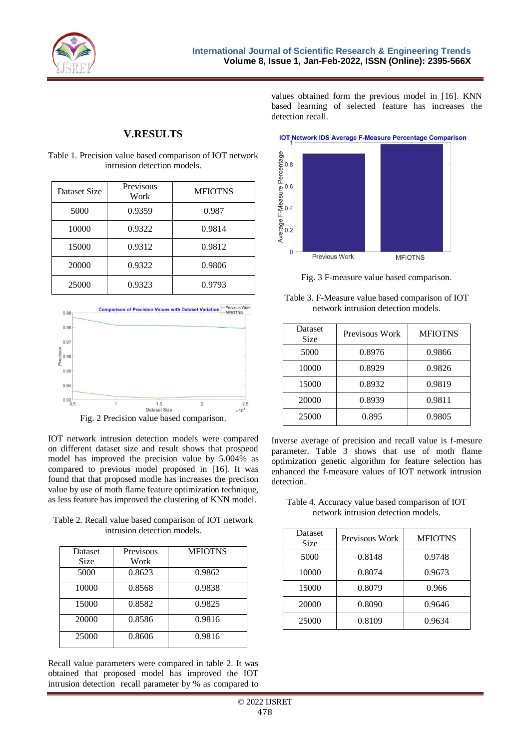## V.RESULTS

Table 1. Precision value based comparison of IOT network intrusion detection models.

| Dataset Size | Previsous Work | MFIOTNS |
|---|---|---|
| 5000 | 0.9359 | 0.987 |
| 10000 | 0.9322 | 0.9814 |
| 15000 | 0.9312 | 0.9812 |
| 20000 | 0.9322 | 0.9806 |
| 25000 | 0.9323 | 0.9793 |

Fig. 2 Precision value based comparison.

IOT network intrusion detection models were compared on different dataset size and result shows that prospeod model has improved the precision value by 5.004% as compared to previous model proposed in [16]. It was found that that proposed modle has increases the precison value by use of moth flame feature optimization technique, as less feature has improved the clustering of KNN model.

Table 2. Recall value based comparison of IOT network intrusion detection models.

| Dataset Size | Previsous Work | MFIOTNS |
|---|---|---|
| 5000 | 0.8623 | 0.9862 |
| 10000 | 0.8568 | 0.9838 |
| 15000 | 0.8582 | 0.9825 |
| 20000 | 0.8586 | 0.9816 |
| 25000 | 0.8606 | 0.9816 |

Recall value parameters were compared in table 2. It was obtained that proposed model has improved the IOT intrusion detection recall parameter by % as compared to values obtained form the previous model in [16]. KNN based learning of selected feature has increases the detection recall.

Fig. 3 F-measure value based comparison.

Table 3. F-Measure value based comparison of IOT network intrusion detection models.

| Dataset Size | Previsous Work | MFIOTNS |
|---|---|---|
| 5000 | 0.8976 | 0.9866 |
| 10000 | 0.8929 | 0.9826 |
| 15000 | 0.8932 | 0.9819 |
| 20000 | 0.8939 | 0.9811 |
| 25000 | 0.895 | 0.9805 |

Inverse average of precision and recall value is f-mesure parameter. Table 3 shows that use of moth flame optimization genetic algorithm for feature selection has enhanced the f-measure values of IOT network intrusion detection.

Table 4. Accuracy value based comparison of IOT network intrusion detection models.

| Dataset Size | Previsous Work | MFIOTNS |
|---|---|---|
| 5000 | 0.8148 | 0.9748 |
| 10000 | 0.8074 | 0.9673 |
| 15000 | 0.8079 | 0.966 |
| 20000 | 0.8090 | 0.9646 |
| 25000 | 0.8109 | 0.9634 |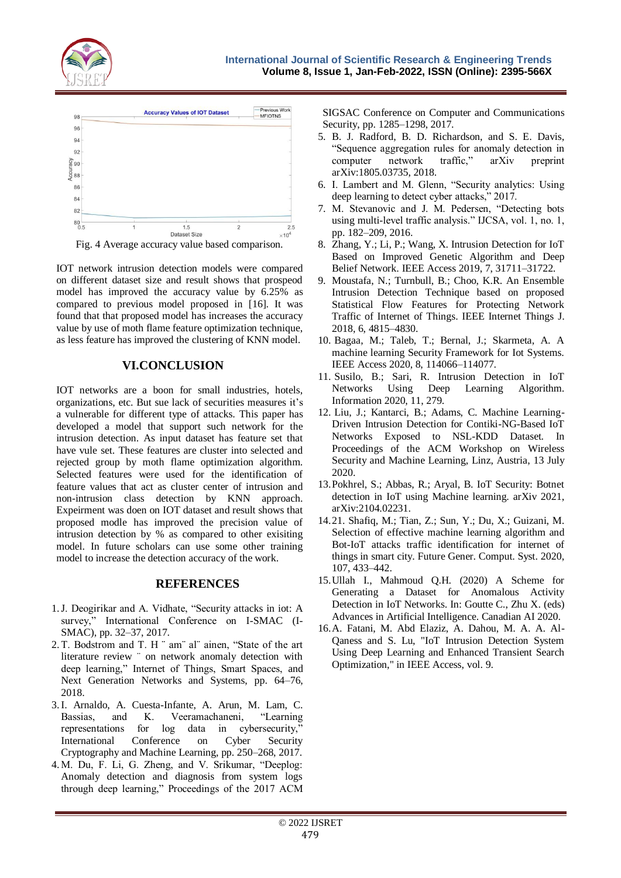Accuracy Values of IOT Dataset

Previous Work
MFIOTNS

98
96
94
92
90
88
86
84
82
80

Accuracy

0.5
1
1.5
2
2.5

Dataset Size

×10^4

Fig. 4 Average accuracy value based comparison.

IOT network intrusion detection models were compared on different dataset size and result shows that prospeod model has improved the accuracy value by 6.25% as compared to previous model proposed in [16]. It was found that that proposed model has increases the accuracy value by use of moth flame feature optimization technique, as less feature has improved the clustering of KNN model.

## VI.CONCLUSION

IOT networks are a boon for small industries, hotels, organizations, etc. But sue lack of securities measures it's a vulnerable for different type of attacks. This paper has developed a model that support such network for the intrusion detection. As input dataset has feature set that have vule set. These features are cluster into selected and rejected group by moth flame optimization algorithm. Selected features were used for the identification of feature values that act as cluster center of intrusion and non-intrusion class detection by KNN approach. Expeirment was doen on IOT dataset and result shows that proposed modle has improved the precision value of intrusion detection by % as compared to other exisiting model. In future scholars can use some other training model to increase the detection accuracy of the work.

## REFERENCES

1. J. Deogirikar and A. Vidhate, "Security attacks in iot: A survey," International Conference on I-SMAC (I-SMAC), pp. 32–37, 2017.
2. T. Bodstrom and T. H ¨ am¨ al¨ ainen, "State of the art literature review ¨ on network anomaly detection with deep learning," Internet of Things, Smart Spaces, and Next Generation Networks and Systems, pp. 64–76, 2018.
3. I. Arnaldo, A. Cuesta-Infante, A. Arun, M. Lam, C. Bassias, and K. Veeramachaneni, "Learning representations for log data in cybersecurity," International Conference on Cyber Security Cryptography and Machine Learning, pp. 250–268, 2017.
4. M. Du, F. Li, G. Zheng, and V. Srikumar, "Deeplog: Anomaly detection and diagnosis from system logs through deep learning," Proceedings of the 2017 ACM SIGSAC Conference on Computer and Communications Security, pp. 1285–1298, 2017.
5. B. J. Radford, B. D. Richardson, and S. E. Davis, "Sequence aggregation rules for anomaly detection in computer network traffic," arXiv preprint arXiv:1805.03735, 2018.
6. I. Lambert and M. Glenn, "Security analytics: Using deep learning to detect cyber attacks," 2017.
7. M. Stevanovic and J. M. Pedersen, "Detecting bots using multi-level traffic analysis." IJCSA, vol. 1, no. 1, pp. 182–209, 2016.
8. Zhang, Y.; Li, P.; Wang, X. Intrusion Detection for IoT Based on Improved Genetic Algorithm and Deep Belief Network. IEEE Access 2019, 7, 31711–31722.
9. Moustafa, N.; Turnbull, B.; Choo, K.R. An Ensemble Intrusion Detection Technique based on proposed Statistical Flow Features for Protecting Network Traffic of Internet of Things. IEEE Internet Things J. 2018, 6, 4815–4830.
10. Bagaa, M.; Taleb, T.; Bernal, J.; Skarmeta, A. A machine learning Security Framework for Iot Systems. IEEE Access 2020, 8, 114066–114077.
11. Susilo, B.; Sari, R. Intrusion Detection in IoT Networks Using Deep Learning Algorithm. Information 2020, 11, 279.
12. Liu, J.; Kantarci, B.; Adams, C. Machine Learning-Driven Intrusion Detection for Contiki-NG-Based IoT Networks Exposed to NSL-KDD Dataset. In Proceedings of the ACM Workshop on Wireless Security and Machine Learning, Linz, Austria, 13 July 2020.
13. Pokhrel, S.; Abbas, R.; Aryal, B. IoT Security: Botnet detection in IoT using Machine learning. arXiv 2021, arXiv:2104.02231.
14. 21. Shafiq, M.; Tian, Z.; Sun, Y.; Du, X.; Guizani, M. Selection of effective machine learning algorithm and Bot-IoT attacks traffic identification for internet of things in smart city. Future Gener. Comput. Syst. 2020, 107, 433–442.
15. Ullah I., Mahmoud Q.H. (2020) A Scheme for Generating a Dataset for Anomalous Activity Detection in IoT Networks. In: Goutte C., Zhu X. (eds) Advances in Artificial Intelligence. Canadian AI 2020.
16. A. Fatani, M. Abd Elaziz, A. Dahou, M. A. A. Al-Qaness and S. Lu, "IoT Intrusion Detection System Using Deep Learning and Enhanced Transient Search Optimization," in IEEE Access, vol. 9.